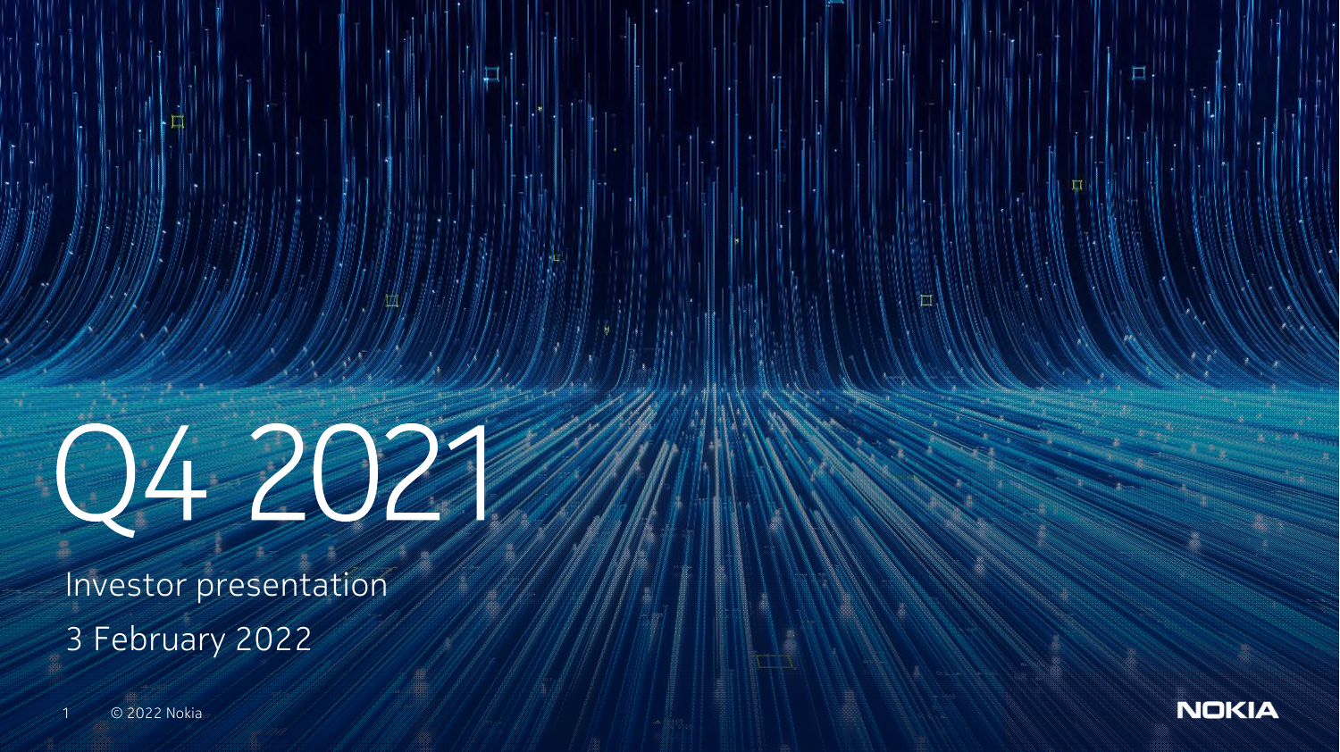# Q4 2021

Investor presentation

3 February 2022

© 2022 Nokia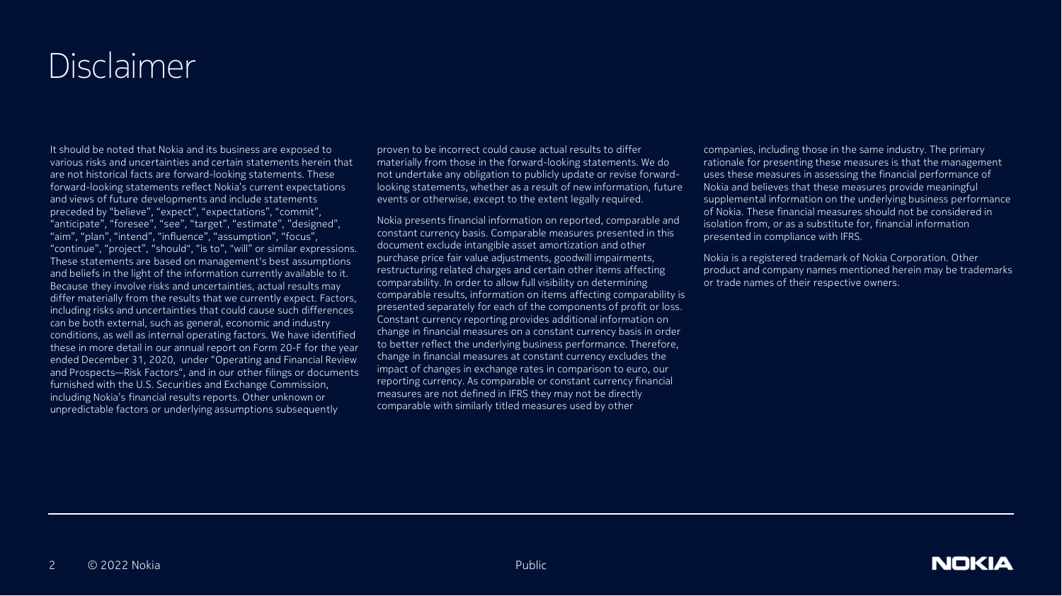# Disclaimer

It should be noted that Nokia and its business are exposed to various risks and uncertainties and certain statements herein that are not historical facts are forward-looking statements. These forward-looking statements reflect Nokia's current expectations and views of future developments and include statements preceded by "believe", "expect", "expectations", "commit", "anticipate", "foresee", "see", "target", "estimate", "designed", "aim", "plan", "intend", "influence", "assumption", "focus", "continue", "project", "should", "is to", "will" or similar expressions. These statements are based on management's best assumptions and beliefs in the light of the information currently available to it. Because they involve risks and uncertainties, actual results may differ materially from the results that we currently expect. Factors, including risks and uncertainties that could cause such differences can be both external, such as general, economic and industry conditions, as well as internal operating factors. We have identified these in more detail in our annual report on Form 20-F for the year ended December 31, 2020, under "Operating and Financial Review and Prospects—Risk Factors", and in our other filings or documents furnished with the U.S. Securities and Exchange Commission, including Nokia's financial results reports. Other unknown or unpredictable factors or underlying assumptions subsequently proven to be incorrect could cause actual results to differ materially from those in the forward-looking statements. We do not undertake any obligation to publicly update or revise forward-looking statements, whether as a result of new information, future events or otherwise, except to the extent legally required.

Nokia presents financial information on reported, comparable and constant currency basis. Comparable measures presented in this document exclude intangible asset amortization and other purchase price fair value adjustments, goodwill impairments, restructuring related charges and certain other items affecting comparability. In order to allow full visibility on determining comparable results, information on items affecting comparability is presented separately for each of the components of profit or loss. Constant currency reporting provides additional information on change in financial measures on a constant currency basis in order to better reflect the underlying business performance. Therefore, change in financial measures at constant currency excludes the impact of changes in exchange rates in comparison to euro, our reporting currency. As comparable or constant currency financial measures are not defined in IFRS they may not be directly comparable with similarly titled measures used by other companies, including those in the same industry. The primary rationale for presenting these measures is that the management uses these measures in assessing the financial performance of Nokia and believes that these measures provide meaningful supplemental information on the underlying business performance of Nokia. These financial measures should not be considered in isolation from, or as a substitute for, financial information presented in compliance with IFRS.

Nokia is a registered trademark of Nokia Corporation. Other product and company names mentioned herein may be trademarks or trade names of their respective owners.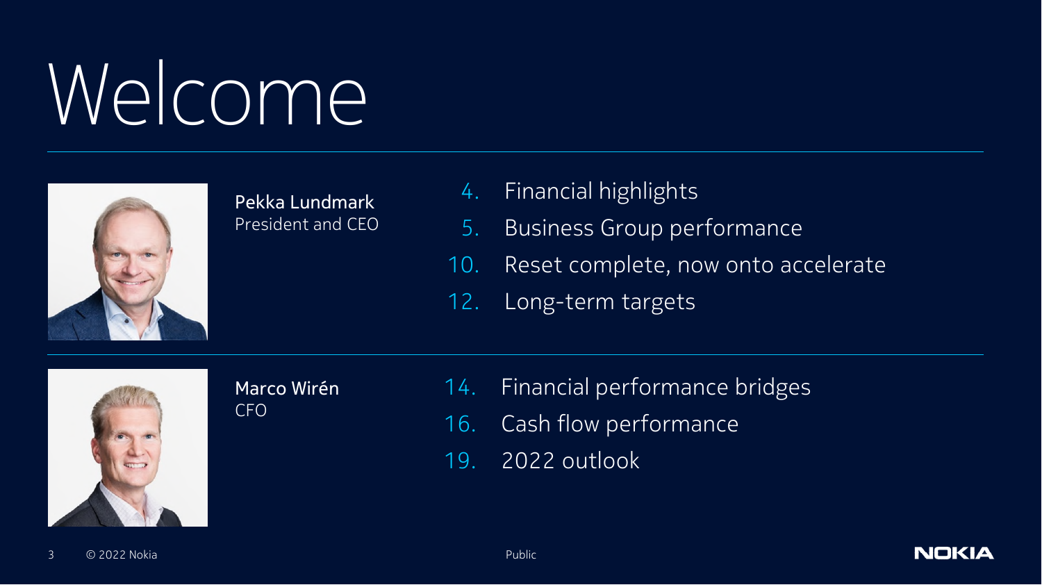# Welcome

**Pekka Lundmark**
President and CEO

4. Financial highlights
5. Business Group performance
10. Reset complete, now onto accelerate
12. Long-term targets

**Marco Wirén**
CFO

14. Financial performance bridges
16. Cash flow performance
19. 2022 outlook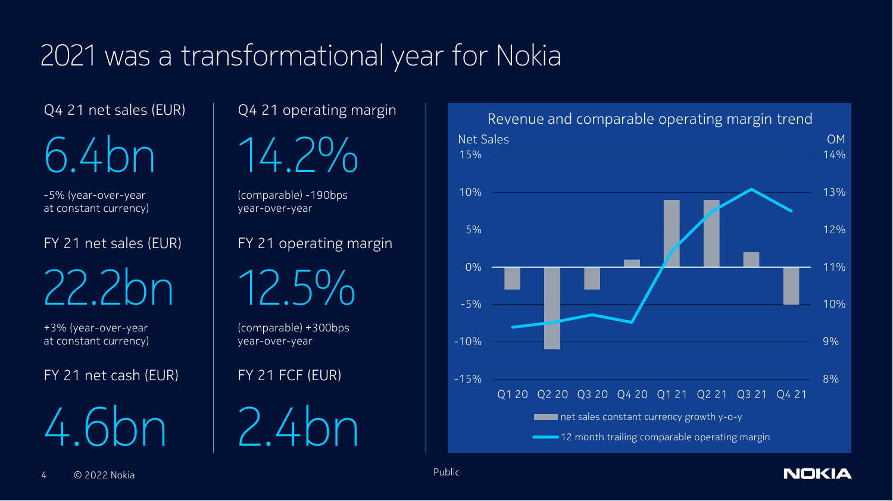# 2021 was a transformational year for Nokia

**Q4 21 net sales (EUR)**

6.4bn

-5% (year-over-year at constant currency)

**FY 21 net sales (EUR)**

22.2bn

+3% (year-over-year at constant currency)

**FY 21 net cash (EUR)**

4.6bn

**Q4 21 operating margin**

14.2%

(comparable) -190bps year-over-year

**FY 21 operating margin**

12.5%

(comparable) +300bps year-over-year

**FY 21 FCF (EUR)**

2.4bn

**Revenue and comparable operating margin trend**

Net Sales | OM

15% | 14%
10% | 13%
5% | 12%
0% | 11%
-5% | 10%
-10% | 9%
-15% | 8%

Q1 20 Q2 20 Q3 20 Q4 20 Q1 21 Q2 21 Q3 21 Q4 21

net sales constant currency growth y-o-y

12 month trailing comparable operating margin

Public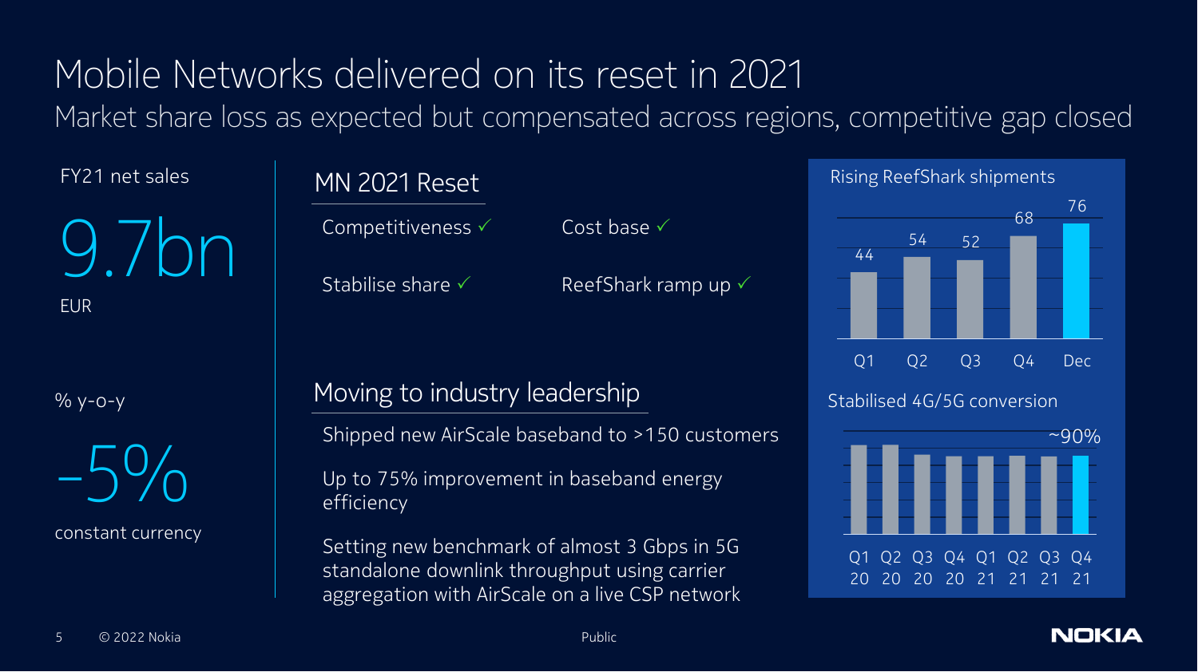# Mobile Networks delivered on its reset in 2021

Market share loss as expected but compensated across regions, competitive gap closed

FY21 net sales

9.7bn

EUR

% y-o-y

-5%

constant currency

## MN 2021 Reset

- Competitiveness ✓
- Cost base ✓
- Stabilise share ✓
- ReefShark ramp up ✓

## Moving to industry leadership

Shipped new AirScale baseband to >150 customers

Up to 75% improvement in baseband energy efficiency

Setting new benchmark of almost 3 Gbps in 5G standalone downlink throughput using carrier aggregation with AirScale on a live CSP network

### Rising ReefShark shipments

| Q1 | Q2 | Q3 | Q4 | Dec |
|---|---|---|---|---|
| 44 | 54 | 52 | 68 | 76 |

### Stabilised 4G/5G conversion

Q1 20, Q2 20, Q3 20, Q4 20, Q1 21, Q2 21, Q3 21, Q4 21: ~90%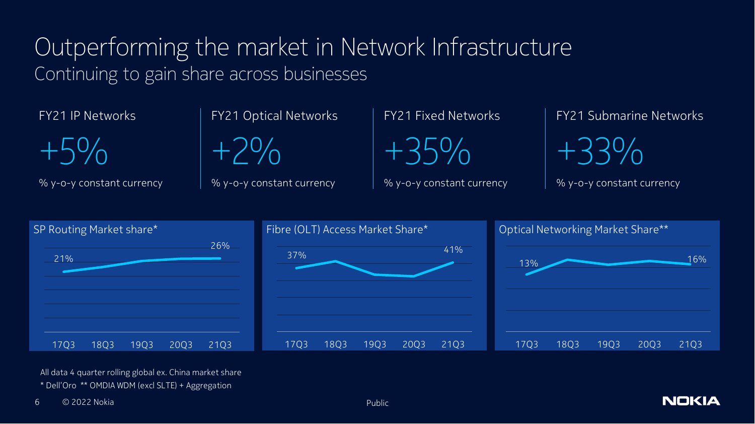# Outperforming the market in Network Infrastructure

## Continuing to gain share across businesses

| FY21 IP Networks | FY21 Optical Networks | FY21 Fixed Networks | FY21 Submarine Networks |
| --- | --- | --- | --- |
| +5% | +2% | +35% | +33% |
| % y-o-y constant currency | % y-o-y constant currency | % y-o-y constant currency | % y-o-y constant currency |

**SP Routing Market share***

17Q3: 21% ... 21Q3: 26%

17Q3 18Q3 19Q3 20Q3 21Q3

**Fibre (OLT) Access Market Share***

17Q3: 37% ... 21Q3: 41%

17Q3 18Q3 19Q3 20Q3 21Q3

**Optical Networking Market Share****

17Q3: 13% ... 21Q3: 16%

17Q3 18Q3 19Q3 20Q3 21Q3

All data 4 quarter rolling global ex. China market share

* Dell'Oro ** OMDIA WDM (excl SLTE) + Aggregation

© 2022 Nokia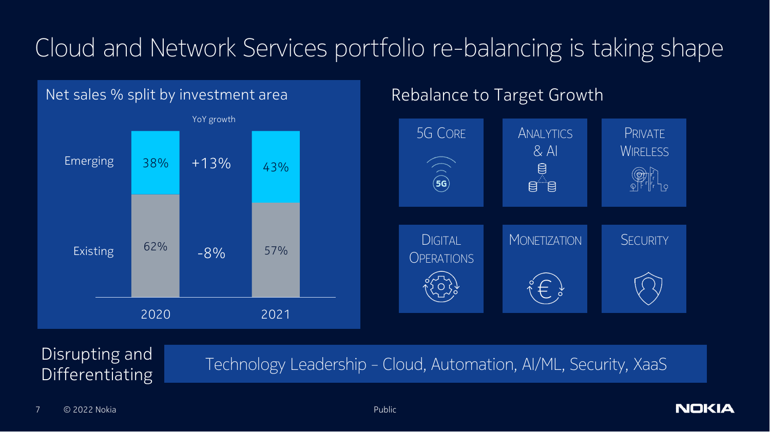# Cloud and Network Services portfolio re-balancing is taking shape

## Net sales % split by investment area

|  | 2020 | YoY growth | 2021 |
| --- | --- | --- | --- |
| Emerging | 38% | +13% | 43% |
| Existing | 62% | -8% | 57% |

## Rebalance to Target Growth

- 5G Core
- Analytics & AI
- Private Wireless
- Digital Operations
- Monetization
- Security

**Disrupting and Differentiating**

Technology Leadership – Cloud, Automation, AI/ML, Security, XaaS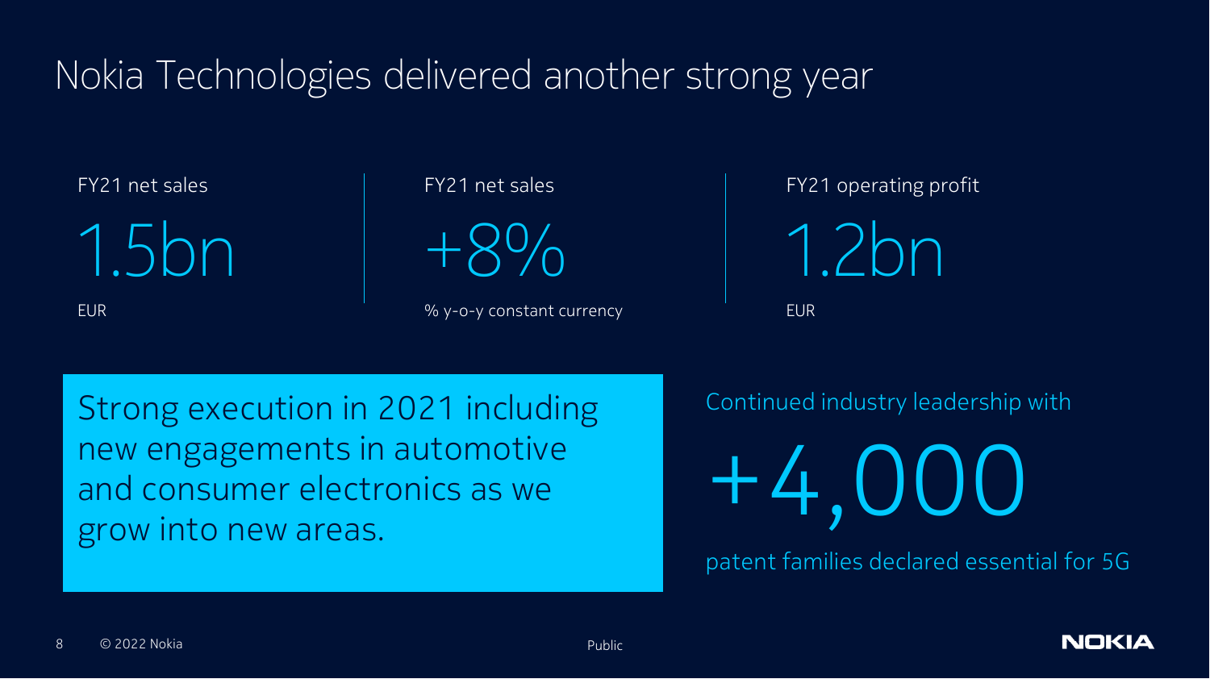# Nokia Technologies delivered another strong year

FY21 net sales

1.5bn

EUR

FY21 net sales

+8%

% y-o-y constant currency

FY21 operating profit

1.2bn

EUR

Strong execution in 2021 including new engagements in automotive and consumer electronics as we grow into new areas.

Continued industry leadership with

+4,000

patent families declared essential for 5G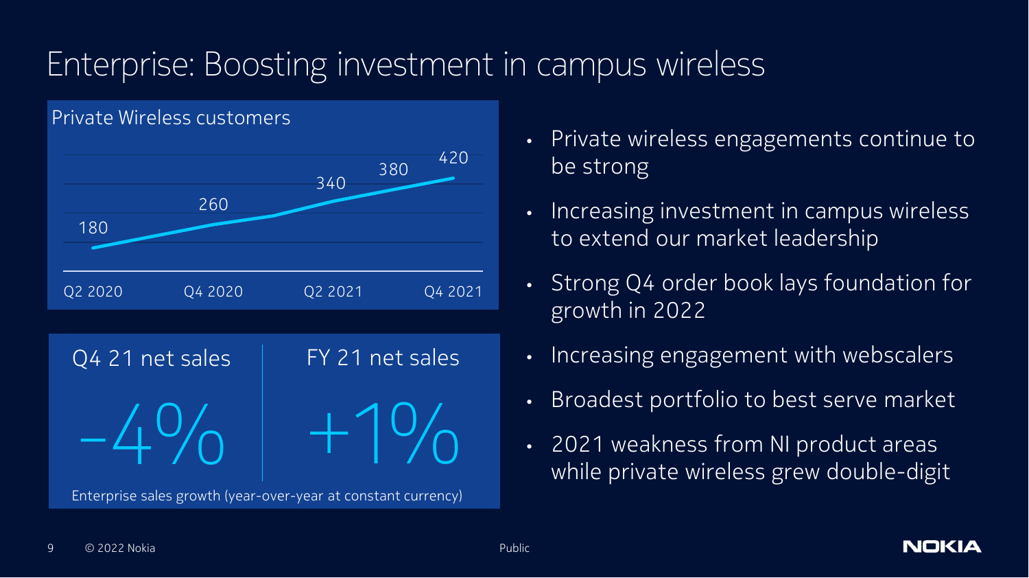# Enterprise: Boosting investment in campus wireless

## Private Wireless customers

| Period | Customers |
| --- | --- |
| Q2 2020 | 180 |
| Q4 2020 | 260 |
| Q2 2021 | 340 |
| | 380 |
| Q4 2021 | 420 |

| Q4 21 net sales | FY 21 net sales |
| --- | --- |
| −4% | +1% |

Enterprise sales growth (year-over-year at constant currency)

- Private wireless engagements continue to be strong
- Increasing investment in campus wireless to extend our market leadership
- Strong Q4 order book lays foundation for growth in 2022
- Increasing engagement with webscalers
- Broadest portfolio to best serve market
- 2021 weakness from NI product areas while private wireless grew double-digit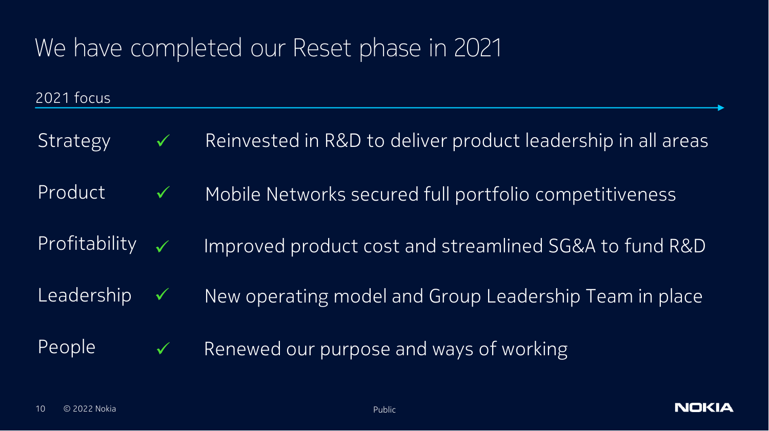# We have completed our Reset phase in 2021

2021 focus

| | | |
|---|---|---|
| Strategy | ✓ | Reinvested in R&D to deliver product leadership in all areas |
| Product | ✓ | Mobile Networks secured full portfolio competitiveness |
| Profitability | ✓ | Improved product cost and streamlined SG&A to fund R&D |
| Leadership | ✓ | New operating model and Group Leadership Team in place |
| People | ✓ | Renewed our purpose and ways of working |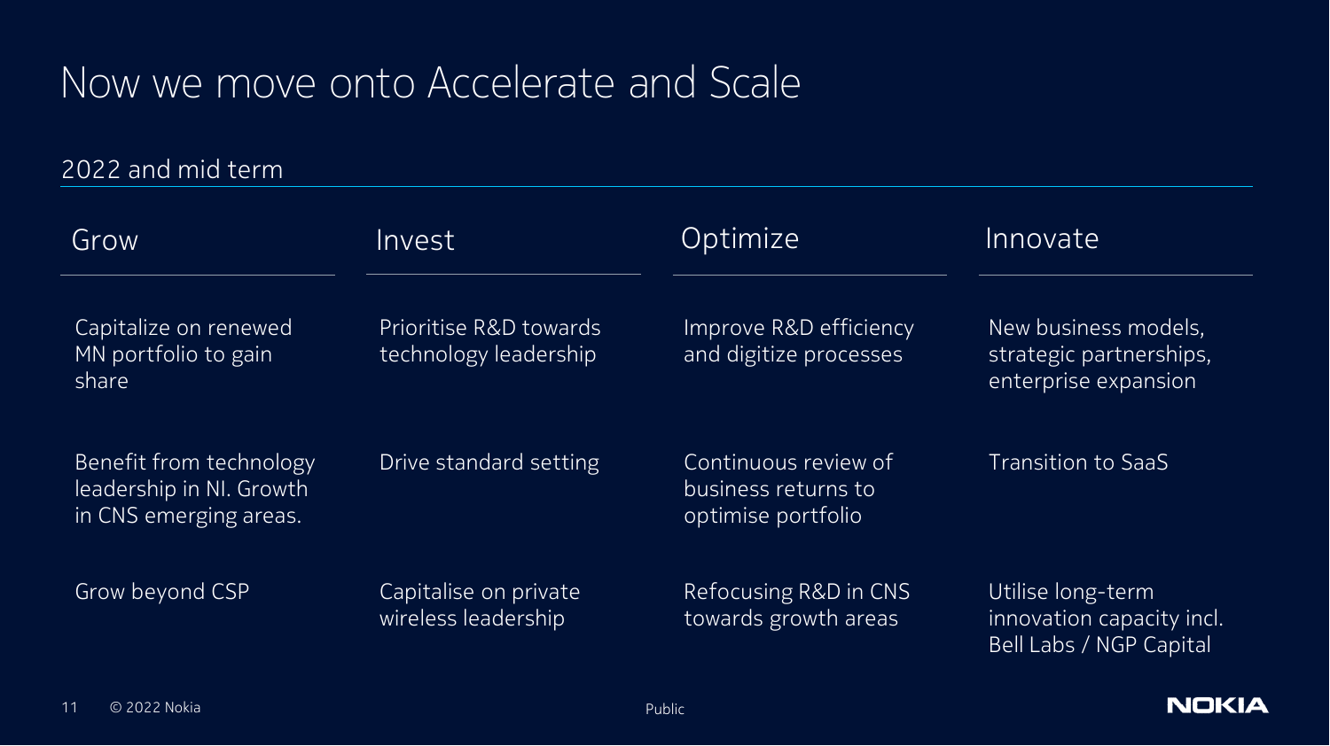# Now we move onto Accelerate and Scale

## 2022 and mid term

| Grow | Invest | Optimize | Innovate |
|---|---|---|---|
| Capitalize on renewed MN portfolio to gain share | Prioritise R&D towards technology leadership | Improve R&D efficiency and digitize processes | New business models, strategic partnerships, enterprise expansion |
| Benefit from technology leadership in NI. Growth in CNS emerging areas. | Drive standard setting | Continuous review of business returns to optimise portfolio | Transition to SaaS |
| Grow beyond CSP | Capitalise on private wireless leadership | Refocusing R&D in CNS towards growth areas | Utilise long-term innovation capacity incl. Bell Labs / NGP Capital |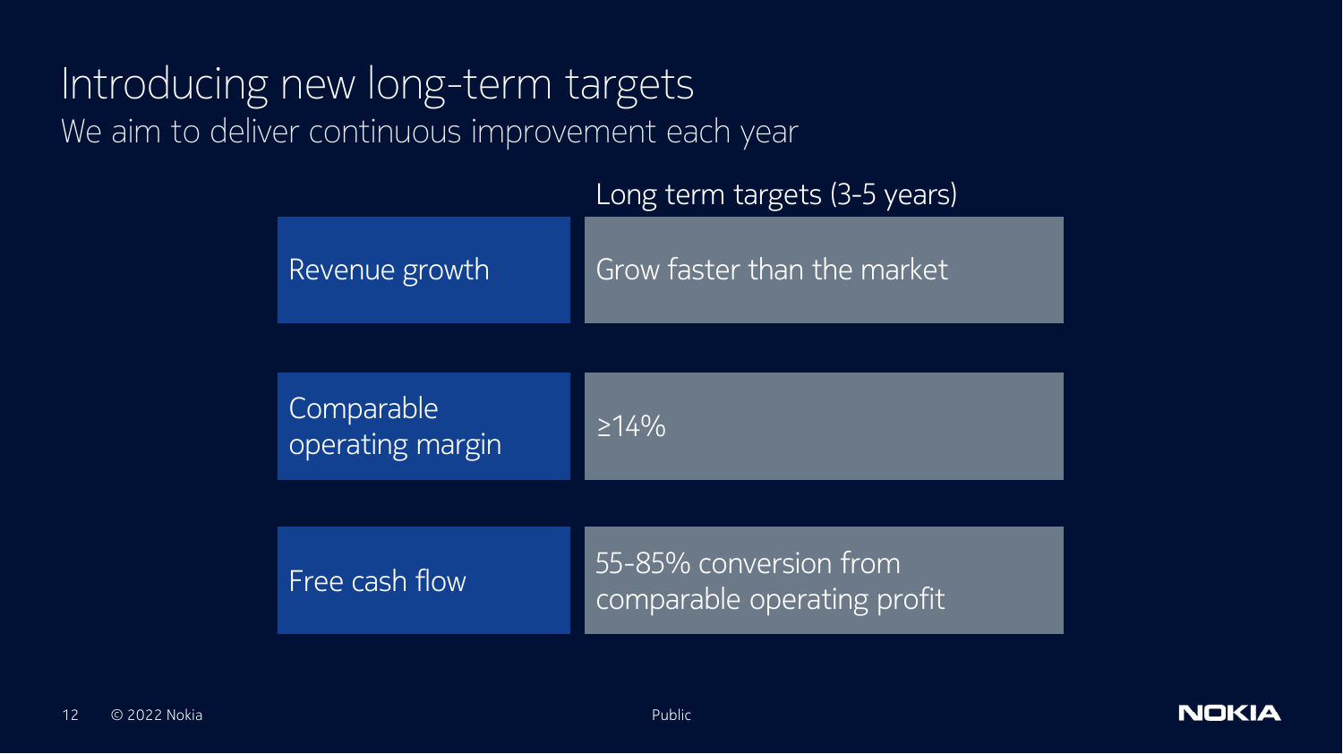# Introducing new long-term targets

## We aim to deliver continuous improvement each year

| | Long term targets (3-5 years) |
|---|---|
| Revenue growth | Grow faster than the market |
| Comparable operating margin | ≥14% |
| Free cash flow | 55-85% conversion from comparable operating profit |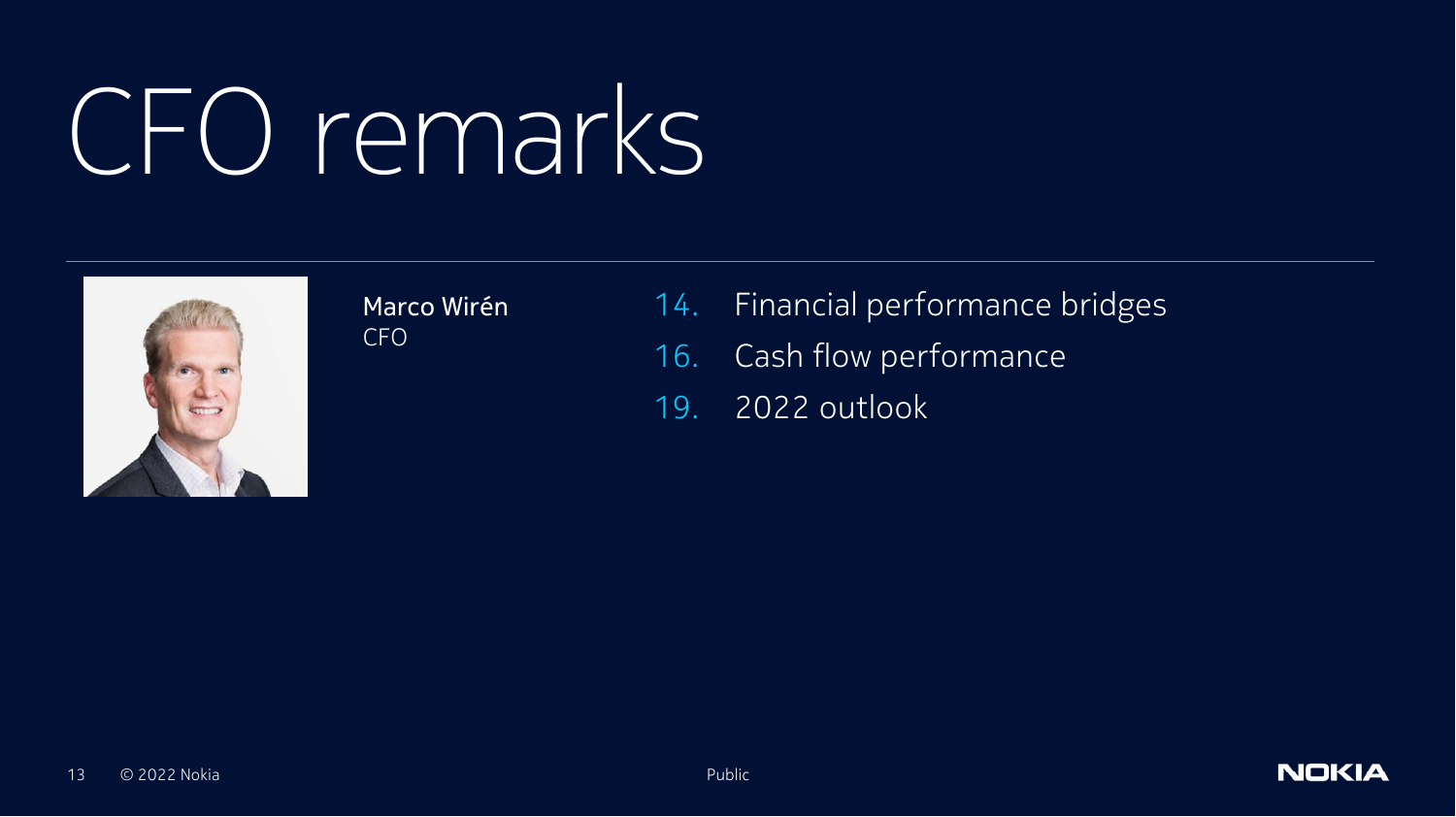# CFO remarks

**Marco Wirén**
CFO

14. Financial performance bridges
16. Cash flow performance
19. 2022 outlook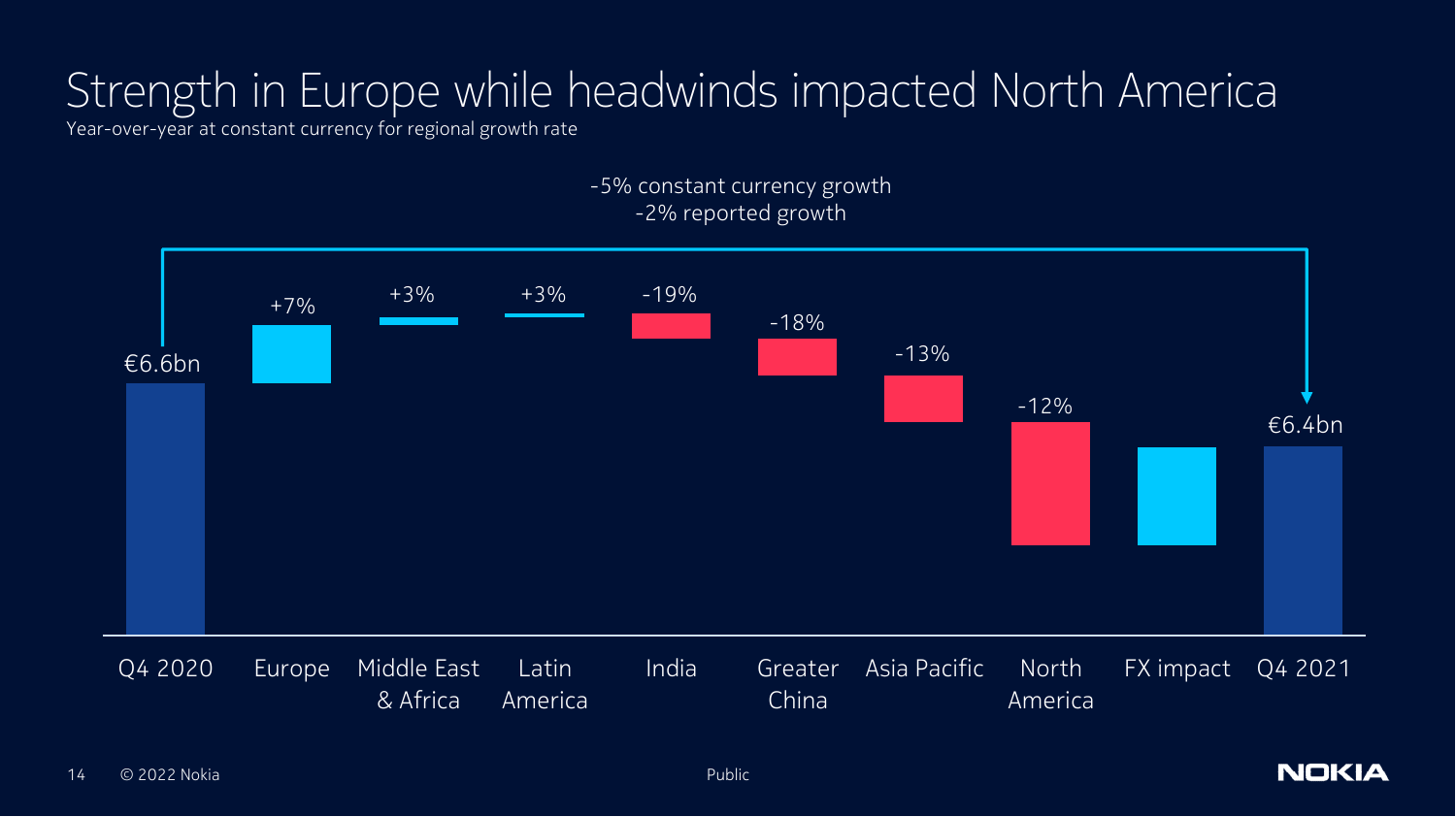# Strength in Europe while headwinds impacted North America

Year-over-year at constant currency for regional growth rate

-5% constant currency growth
-2% reported growth

| Q4 2020 | Europe | Middle East & Africa | Latin America | India | Greater China | Asia Pacific | North America | FX impact | Q4 2021 |
|---|---|---|---|---|---|---|---|---|---|
| €6.6bn | +7% | +3% | +3% | -19% | -18% | -13% | -12% | | €6.4bn |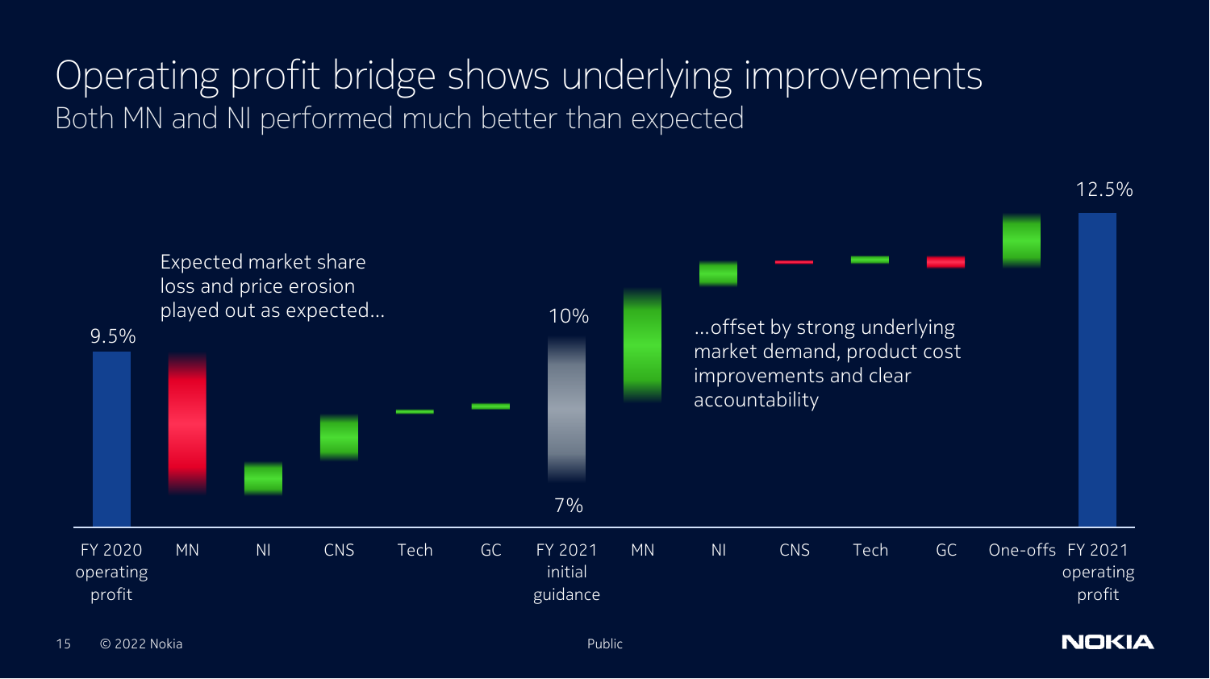# Operating profit bridge shows underlying improvements

## Both MN and NI performed much better than expected

Expected market share loss and price erosion played out as expected…

…offset by strong underlying market demand, product cost improvements and clear accountability

9.5%

10%

7%

12.5%

FY 2020 operating profit | MN | NI | CNS | Tech | GC | FY 2021 initial guidance | MN | NI | CNS | Tech | GC | One-offs | FY 2021 operating profit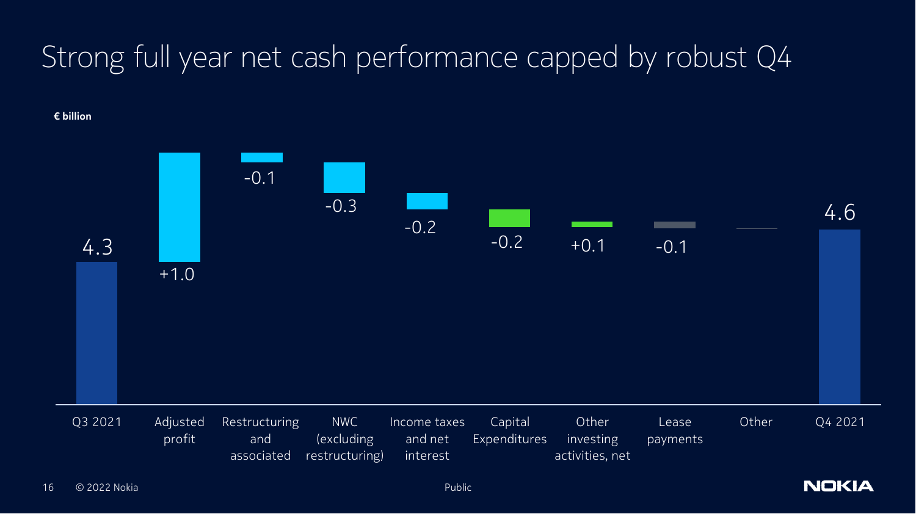# Strong full year net cash performance capped by robust Q4

**€ billion**

| Item | Value |
| --- | --- |
| Q3 2021 | 4.3 |
| Adjusted profit | +1.0 |
| Restructuring and associated | -0.1 |
| NWC (excluding restructuring) | -0.3 |
| Income taxes and net interest | -0.2 |
| Capital Expenditures | -0.2 |
| Other investing activities, net | +0.1 |
| Lease payments | -0.1 |
| Other | |
| Q4 2021 | 4.6 |

© 2022 Nokia

Public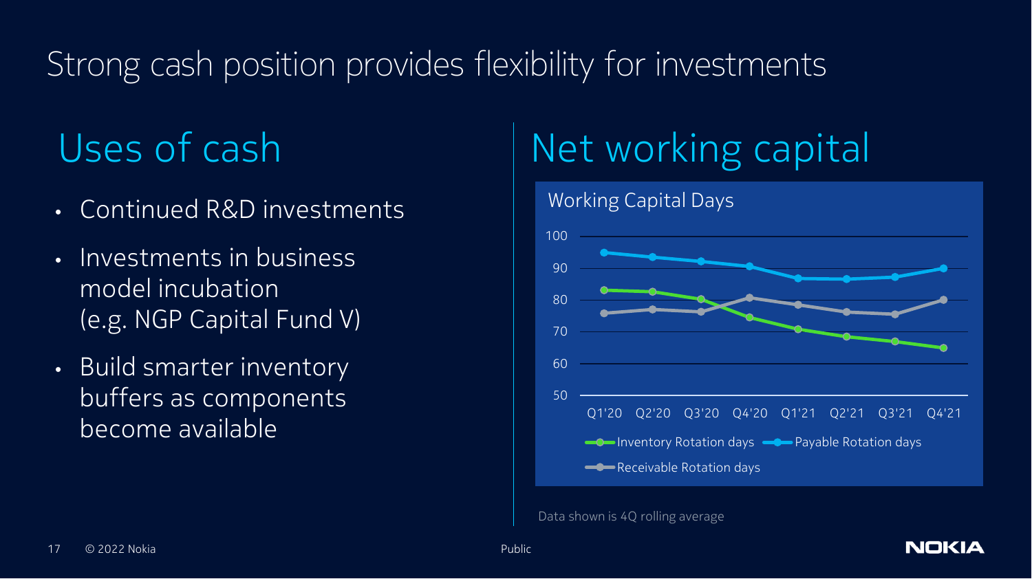# Strong cash position provides flexibility for investments

## Uses of cash

- Continued R&D investments
- Investments in business model incubation (e.g. NGP Capital Fund V)
- Build smarter inventory buffers as components become available

## Net working capital

### Working Capital Days

| | Q1'20 | Q2'20 | Q3'20 | Q4'20 | Q1'21 | Q2'21 | Q3'21 | Q4'21 |
|---|---|---|---|---|---|---|---|---|
| Inventory Rotation days | 83 | 83 | 80 | 75 | 71 | 69 | 67 | 65 |
| Payable Rotation days | 95 | 94 | 92 | 91 | 87 | 87 | 87 | 90 |
| Receivable Rotation days | 76 | 77 | 76 | 81 | 79 | 76 | 76 | 80 |

Data shown is 4Q rolling average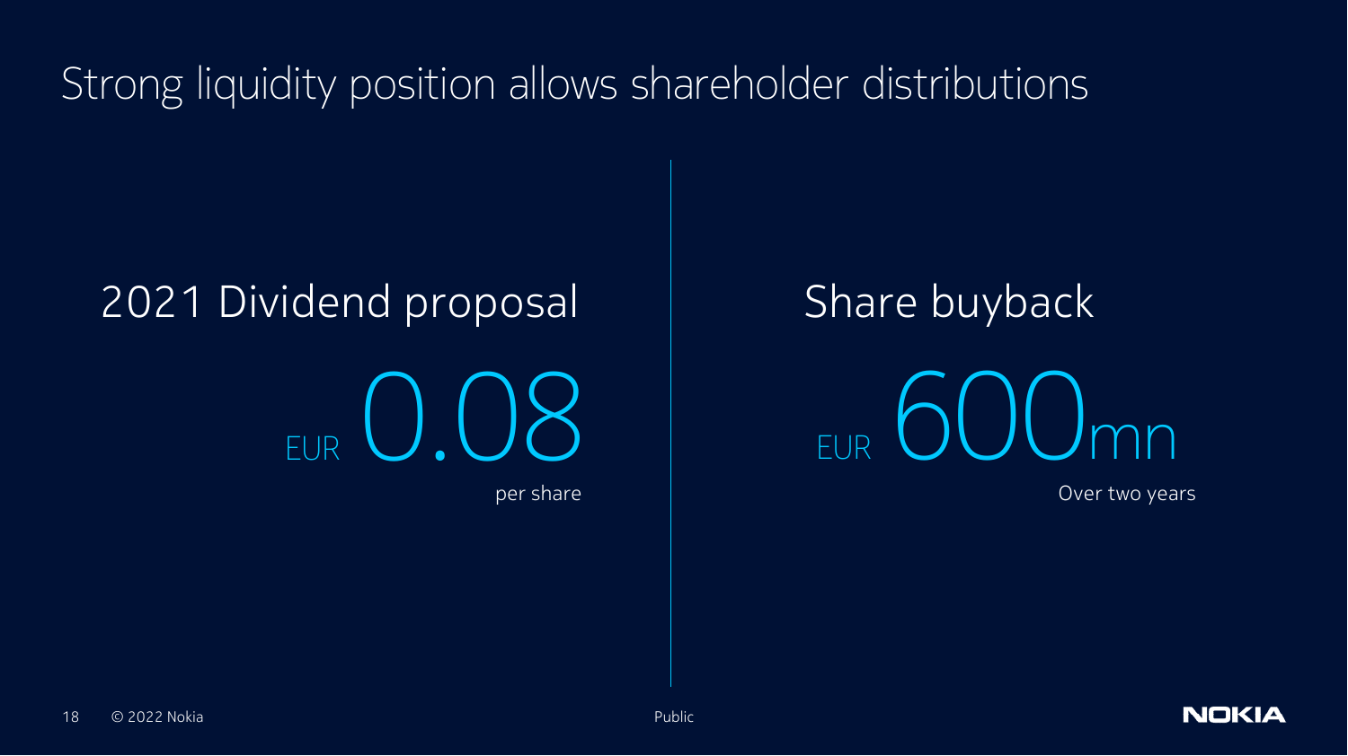# Strong liquidity position allows shareholder distributions

## 2021 Dividend proposal

EUR 0.08

per share

## Share buyback

EUR 600mn

Over two years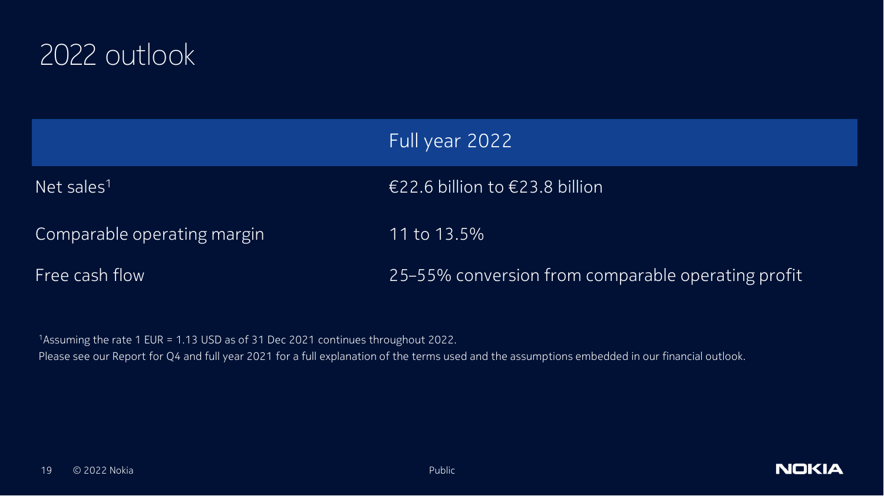# 2022 outlook

| | Full year 2022 |
|---|---|
| Net sales[1] | €22.6 billion to €23.8 billion |
| Comparable operating margin | 11 to 13.5% |
| Free cash flow | 25–55% conversion from comparable operating profit |

[1]Assuming the rate 1 EUR = 1.13 USD as of 31 Dec 2021 continues throughout 2022.

Please see our Report for Q4 and full year 2021 for a full explanation of the terms used and the assumptions embedded in our financial outlook.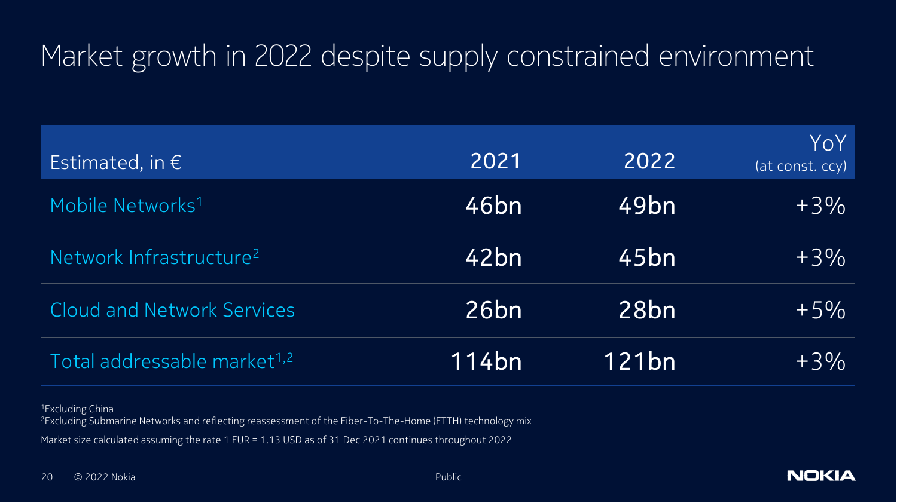# Market growth in 2022 despite supply constrained environment

| Estimated, in € | 2021 | 2022 | YoY (at const. ccy) |
|---|---|---|---|
| Mobile Networks[1] | 46bn | 49bn | +3% |
| Network Infrastructure[2] | 42bn | 45bn | +3% |
| Cloud and Network Services | 26bn | 28bn | +5% |
| Total addressable market[1,2] | 114bn | 121bn | +3% |

[1]Excluding China

[2]Excluding Submarine Networks and reflecting reassessment of the Fiber-To-The-Home (FTTH) technology mix

Market size calculated assuming the rate 1 EUR = 1.13 USD as of 31 Dec 2021 continues throughout 2022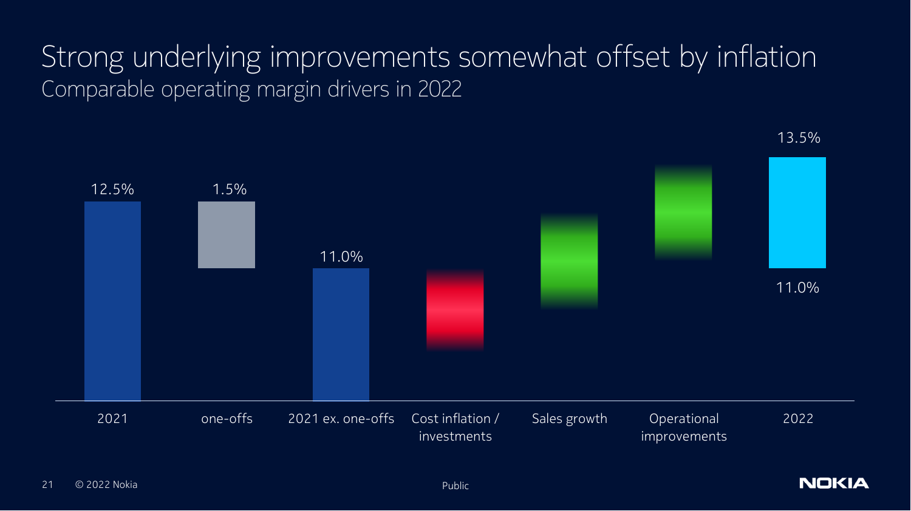# Strong underlying improvements somewhat offset by inflation

## Comparable operating margin drivers in 2022

| 2021 | one-offs | 2021 ex. one-offs | Cost inflation / investments | Sales growth | Operational improvements | 2022 |
|---|---|---|---|---|---|---|
| 12.5% | 1.5% | 11.0% | | | | 13.5% |

11.0%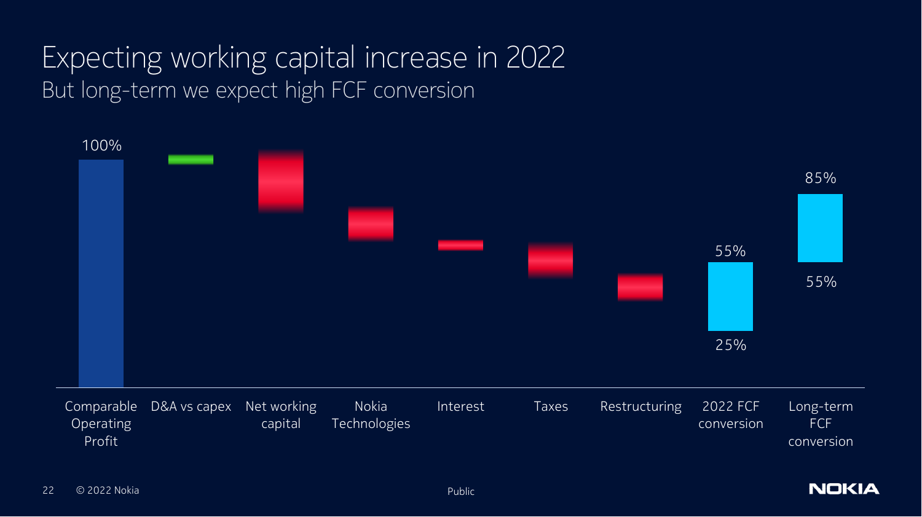# Expecting working capital increase in 2022

## But long-term we expect high FCF conversion

| Category | Value |
|---|---|
| Comparable Operating Profit | 100% |
| D&A vs capex | |
| Net working capital | |
| Nokia Technologies | |
| Interest | |
| Taxes | |
| Restructuring | |
| 2022 FCF conversion | 25% – 55% |
| Long-term FCF conversion | 55% – 85% |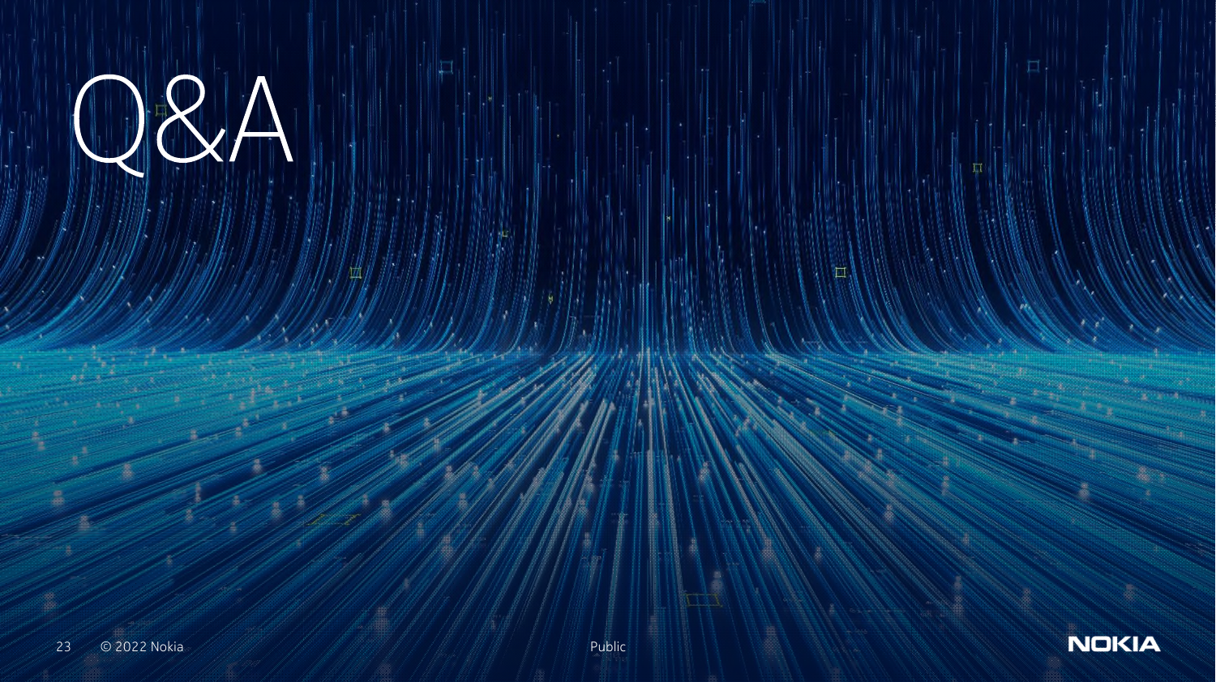# Q&A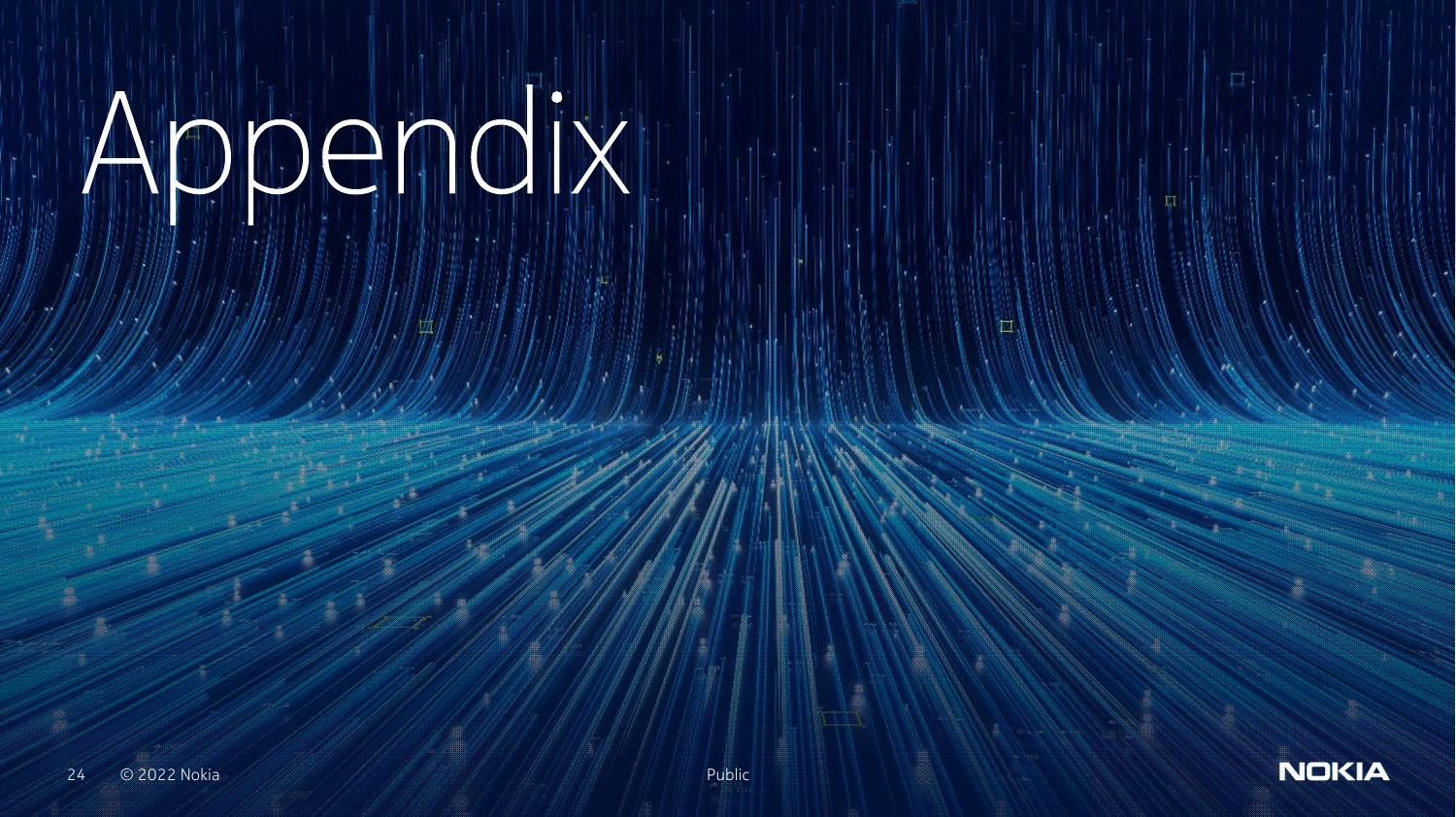# Appendix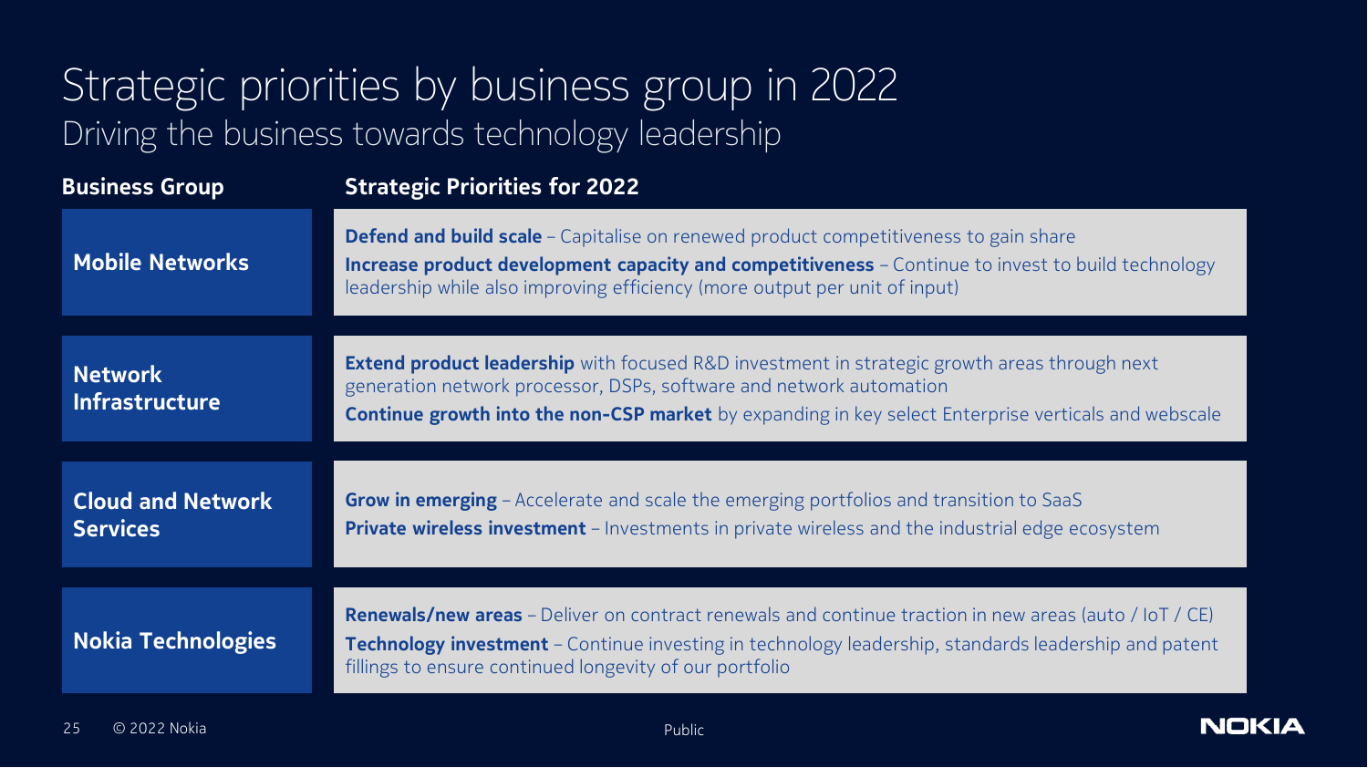# Strategic priorities by business group in 2022

## Driving the business towards technology leadership

| Business Group | Strategic Priorities for 2022 |
| --- | --- |
| **Mobile Networks** | **Defend and build scale** – Capitalise on renewed product competitiveness to gain share<br>**Increase product development capacity and competitiveness** – Continue to invest to build technology leadership while also improving efficiency (more output per unit of input) |
| **Network Infrastructure** | **Extend product leadership** with focused R&D investment in strategic growth areas through next generation network processor, DSPs, software and network automation<br>**Continue growth into the non-CSP market** by expanding in key select Enterprise verticals and webscale |
| **Cloud and Network Services** | **Grow in emerging** – Accelerate and scale the emerging portfolios and transition to SaaS<br>**Private wireless investment** – Investments in private wireless and the industrial edge ecosystem |
| **Nokia Technologies** | **Renewals/new areas** – Deliver on contract renewals and continue traction in new areas (auto / IoT / CE)<br>**Technology investment** – Continue investing in technology leadership, standards leadership and patent fillings to ensure continued longevity of our portfolio |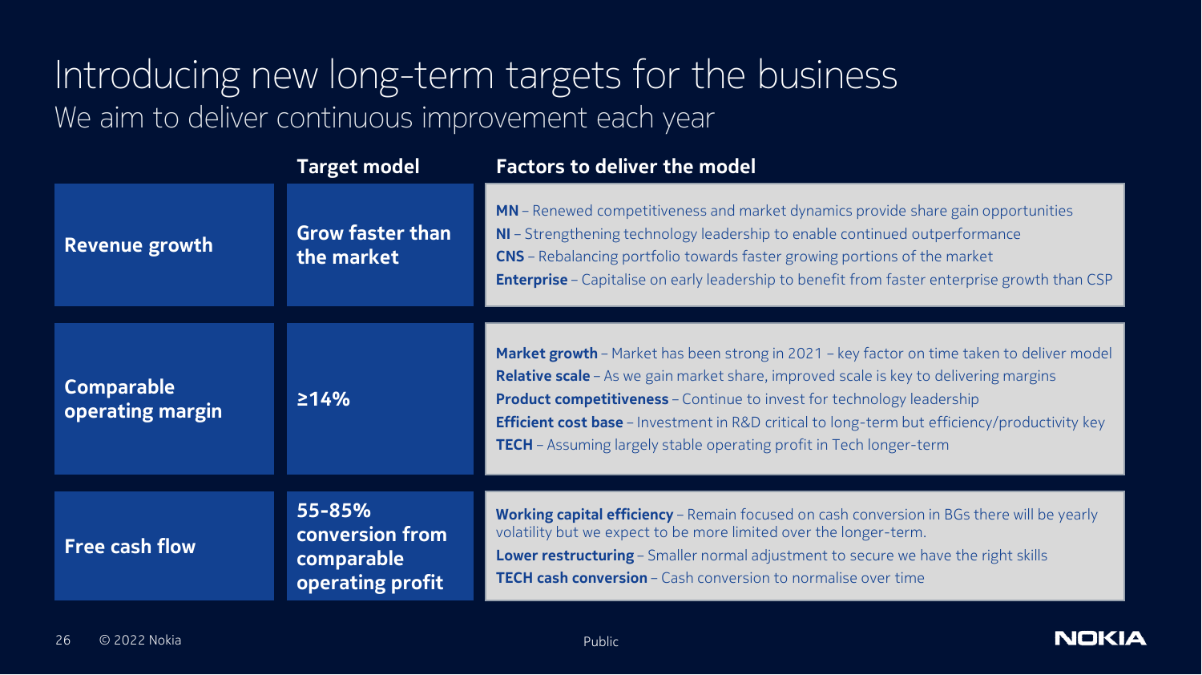# Introducing new long-term targets for the business

## We aim to deliver continuous improvement each year

| | Target model | Factors to deliver the model |
|---|---|---|
| **Revenue growth** | **Grow faster than the market** | **MN** – Renewed competitiveness and market dynamics provide share gain opportunities<br>**NI** – Strengthening technology leadership to enable continued outperformance<br>**CNS** – Rebalancing portfolio towards faster growing portions of the market<br>**Enterprise** – Capitalise on early leadership to benefit from faster enterprise growth than CSP |
| **Comparable operating margin** | **≥14%** | **Market growth** – Market has been strong in 2021 – key factor on time taken to deliver model<br>**Relative scale** – As we gain market share, improved scale is key to delivering margins<br>**Product competitiveness** – Continue to invest for technology leadership<br>**Efficient cost base** – Investment in R&D critical to long-term but efficiency/productivity key<br>**TECH** – Assuming largely stable operating profit in Tech longer-term |
| **Free cash flow** | **55-85% conversion from comparable operating profit** | **Working capital efficiency** – Remain focused on cash conversion in BGs there will be yearly volatility but we expect to be more limited over the longer-term.<br>**Lower restructuring** – Smaller normal adjustment to secure we have the right skills<br>**TECH cash conversion** – Cash conversion to normalise over time |

© 2022 Nokia

Public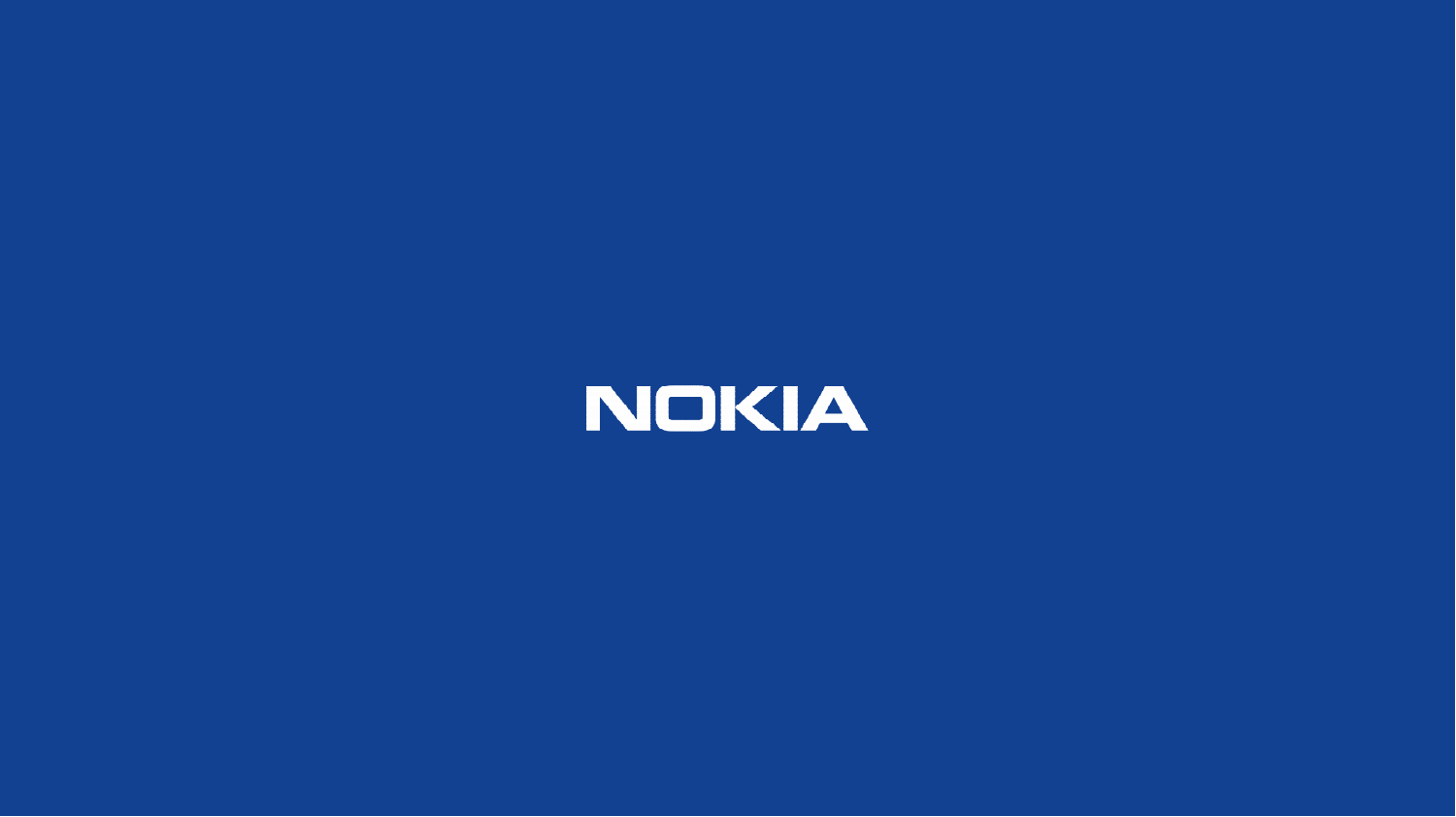NOKIA